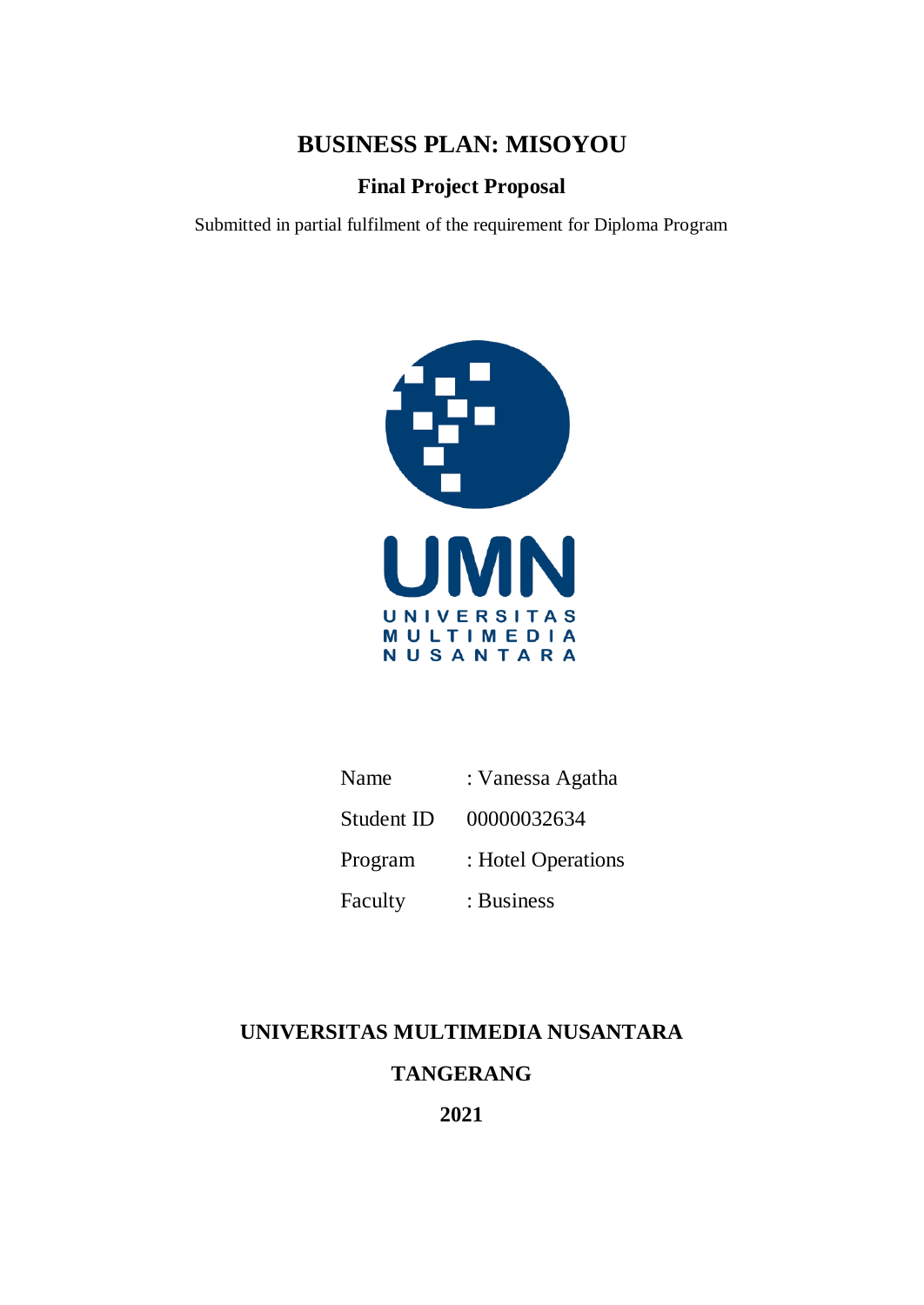# BUSINESS PLAN: MISOYOU

## Final Project Proposal

Submitted in partial fulfilment of the requirement for Diploma Program

UMN

UNIVERSITAS MULTIMEDIA NUSANTARA

| | |
|---|---|
| Name | : Vanessa Agatha |
| Student ID | 00000032634 |
| Program | : Hotel Operations |
| Faculty | : Business |

**UNIVERSITAS MULTIMEDIA NUSANTARA**

**TANGERANG**

**2021**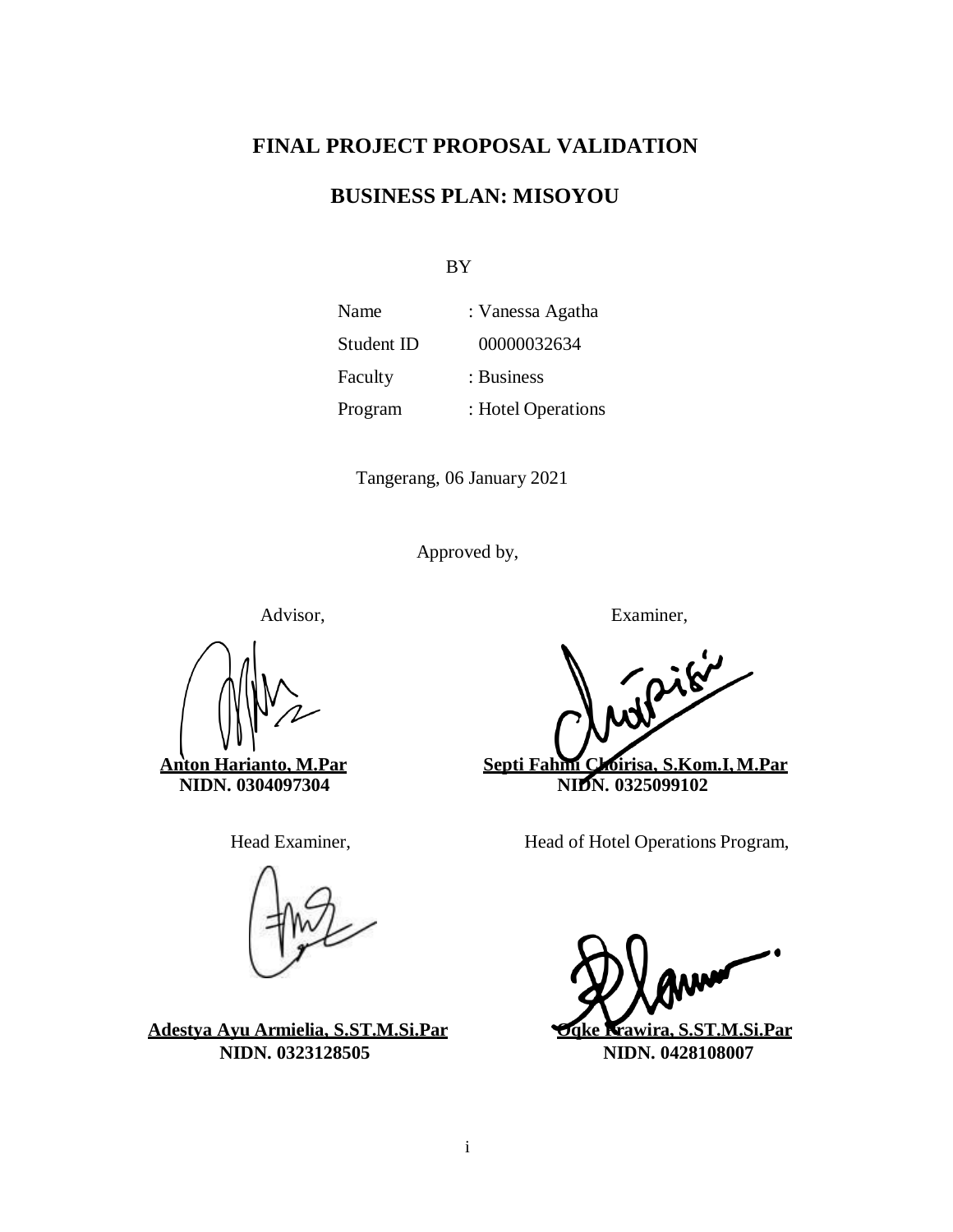# FINAL PROJECT PROPOSAL VALIDATION

## BUSINESS PLAN: MISOYOU

BY

| | |
|---|---|
| Name | : Vanessa Agatha |
| Student ID | 00000032634 |
| Faculty | : Business |
| Program | : Hotel Operations |

Tangerang, 06 January 2021

Approved by,

Advisor,

**Anton Harianto, M.Par**
**NIDN. 0304097304**

Examiner,

**Septi Fahmi Choirisa, S.Kom.I, M.Par**
**NIDN. 0325099102**

Head Examiner,

**Adestya Ayu Armielia, S.ST.M.Si.Par**
**NIDN. 0323128505**

Head of Hotel Operations Program,

**Oqke Prawira, S.ST.M.Si.Par**
**NIDN. 0428108007**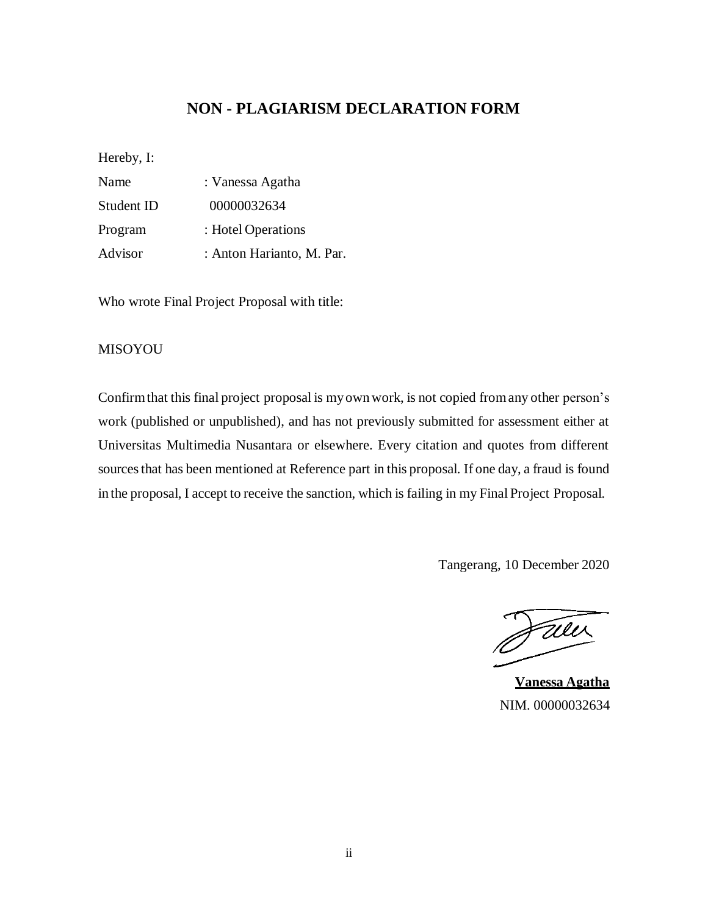## NON - PLAGIARISM DECLARATION FORM

Hereby, I:

Name : Vanessa Agatha

Student ID 00000032634

Program : Hotel Operations

Advisor : Anton Harianto, M. Par.

Who wrote Final Project Proposal with title:

MISOYOU

Confirm that this final project proposal is my own work, is not copied from any other person's work (published or unpublished), and has not previously submitted for assessment either at Universitas Multimedia Nusantara or elsewhere. Every citation and quotes from different sources that has been mentioned at Reference part in this proposal. If one day, a fraud is found in the proposal, I accept to receive the sanction, which is failing in my Final Project Proposal.

Tangerang, 10 December 2020

**Vanessa Agatha**

NIM. 00000032634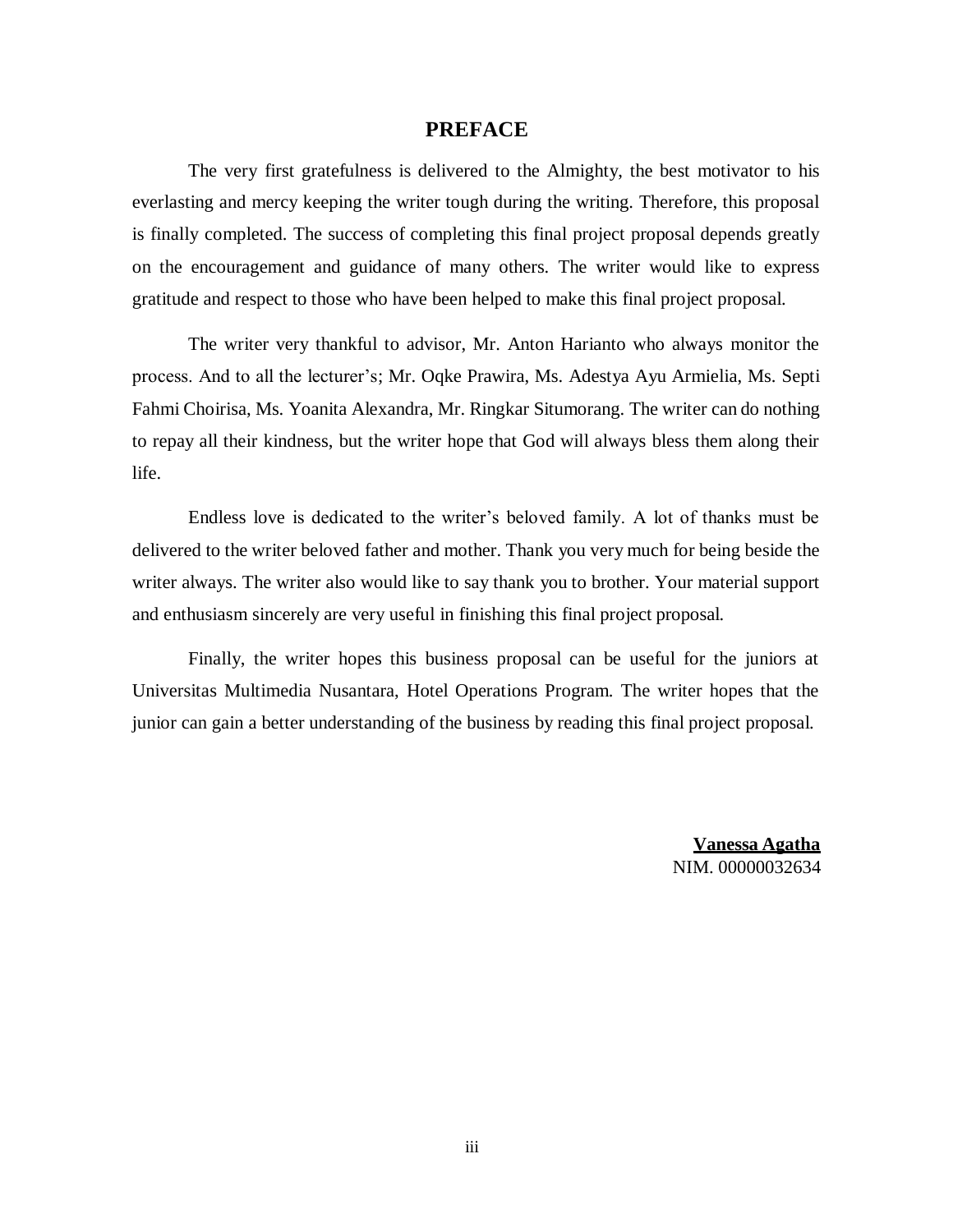# PREFACE

The very first gratefulness is delivered to the Almighty, the best motivator to his everlasting and mercy keeping the writer tough during the writing. Therefore, this proposal is finally completed. The success of completing this final project proposal depends greatly on the encouragement and guidance of many others. The writer would like to express gratitude and respect to those who have been helped to make this final project proposal.

The writer very thankful to advisor, Mr. Anton Harianto who always monitor the process. And to all the lecturer's; Mr. Oqke Prawira, Ms. Adestya Ayu Armielia, Ms. Septi Fahmi Choirisa, Ms. Yoanita Alexandra, Mr. Ringkar Situmorang. The writer can do nothing to repay all their kindness, but the writer hope that God will always bless them along their life.

Endless love is dedicated to the writer's beloved family. A lot of thanks must be delivered to the writer beloved father and mother. Thank you very much for being beside the writer always. The writer also would like to say thank you to brother. Your material support and enthusiasm sincerely are very useful in finishing this final project proposal.

Finally, the writer hopes this business proposal can be useful for the juniors at Universitas Multimedia Nusantara, Hotel Operations Program. The writer hopes that the junior can gain a better understanding of the business by reading this final project proposal.

**Vanessa Agatha**
NIM. 00000032634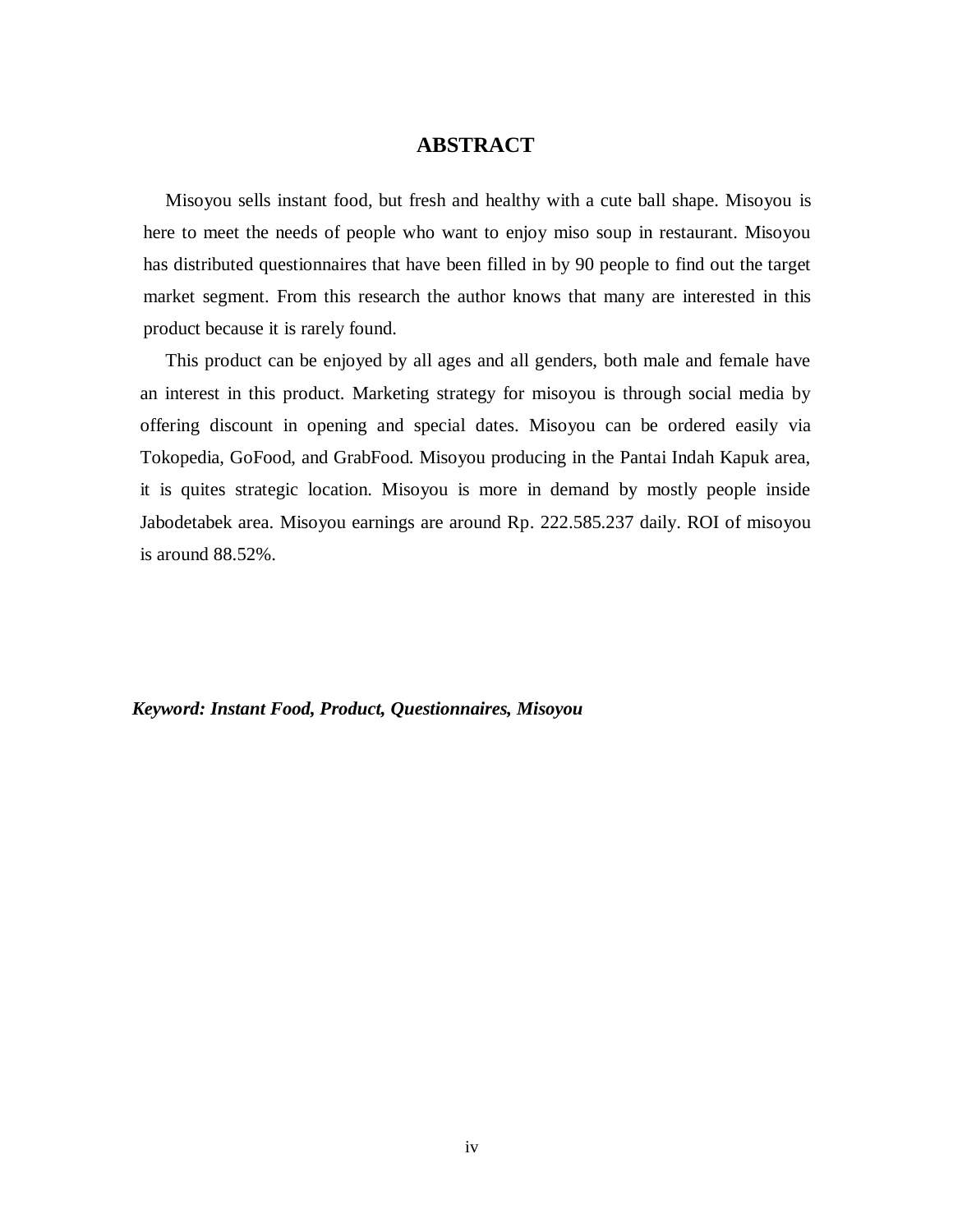# ABSTRACT

Misoyou sells instant food, but fresh and healthy with a cute ball shape. Misoyou is here to meet the needs of people who want to enjoy miso soup in restaurant. Misoyou has distributed questionnaires that have been filled in by 90 people to find out the target market segment. From this research the author knows that many are interested in this product because it is rarely found.

This product can be enjoyed by all ages and all genders, both male and female have an interest in this product. Marketing strategy for misoyou is through social media by offering discount in opening and special dates. Misoyou can be ordered easily via Tokopedia, GoFood, and GrabFood. Misoyou producing in the Pantai Indah Kapuk area, it is quites strategic location. Misoyou is more in demand by mostly people inside Jabodetabek area. Misoyou earnings are around Rp. 222.585.237 daily. ROI of misoyou is around 88.52%.

***Keyword: Instant Food, Product, Questionnaires, Misoyou***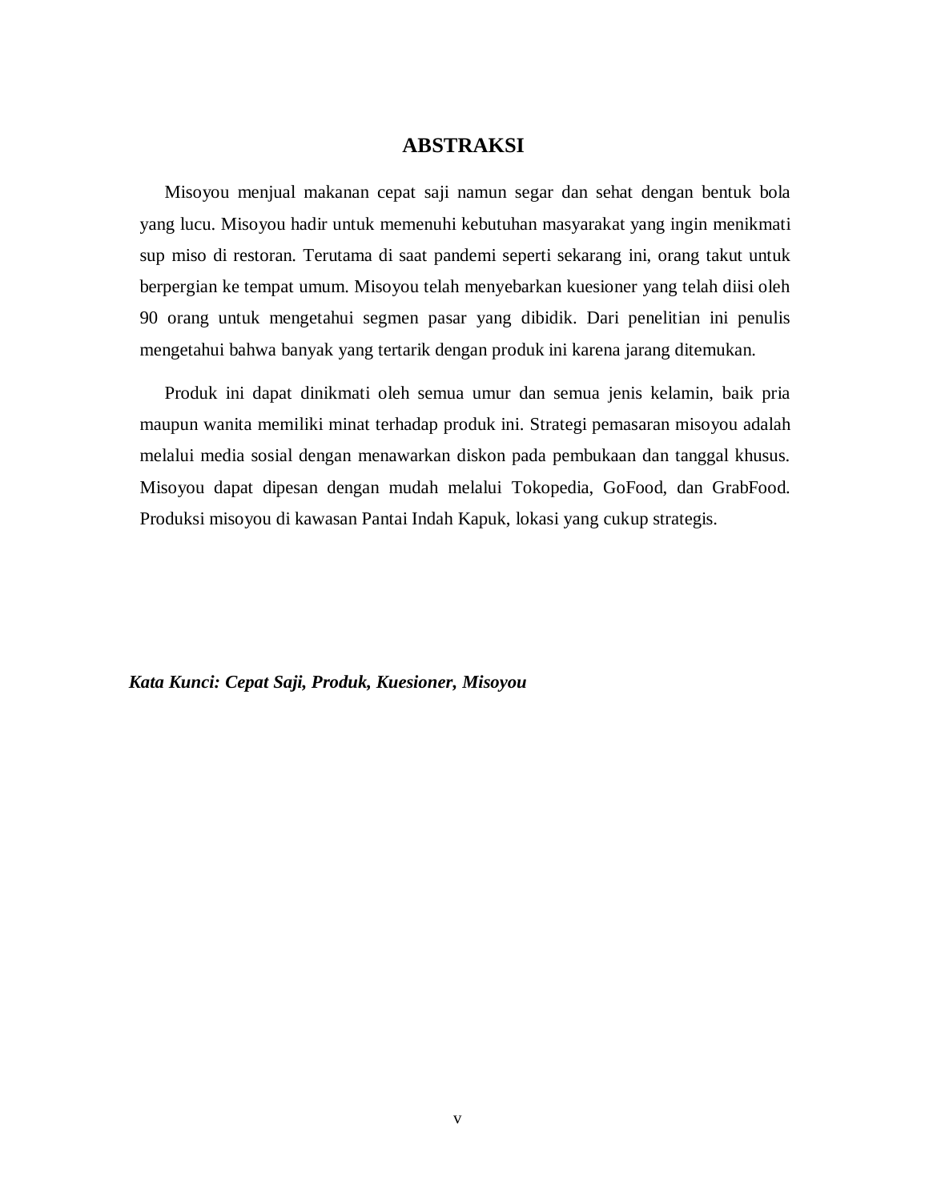# ABSTRAKSI

Misoyou menjual makanan cepat saji namun segar dan sehat dengan bentuk bola yang lucu. Misoyou hadir untuk memenuhi kebutuhan masyarakat yang ingin menikmati sup miso di restoran. Terutama di saat pandemi seperti sekarang ini, orang takut untuk berpergian ke tempat umum. Misoyou telah menyebarkan kuesioner yang telah diisi oleh 90 orang untuk mengetahui segmen pasar yang dibidik. Dari penelitian ini penulis mengetahui bahwa banyak yang tertarik dengan produk ini karena jarang ditemukan.

Produk ini dapat dinikmati oleh semua umur dan semua jenis kelamin, baik pria maupun wanita memiliki minat terhadap produk ini. Strategi pemasaran misoyou adalah melalui media sosial dengan menawarkan diskon pada pembukaan dan tanggal khusus. Misoyou dapat dipesan dengan mudah melalui Tokopedia, GoFood, dan GrabFood. Produksi misoyou di kawasan Pantai Indah Kapuk, lokasi yang cukup strategis.

***Kata Kunci: Cepat Saji, Produk, Kuesioner, Misoyou***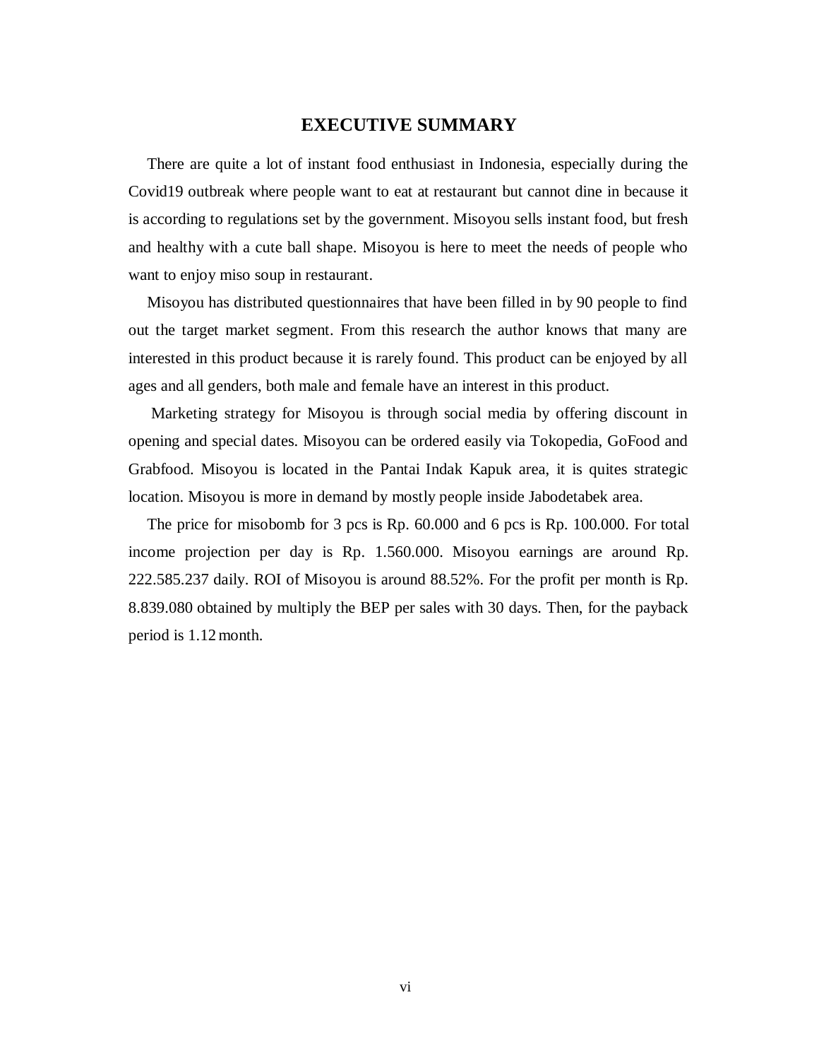# EXECUTIVE SUMMARY

There are quite a lot of instant food enthusiast in Indonesia, especially during the Covid19 outbreak where people want to eat at restaurant but cannot dine in because it is according to regulations set by the government. Misoyou sells instant food, but fresh and healthy with a cute ball shape. Misoyou is here to meet the needs of people who want to enjoy miso soup in restaurant.

Misoyou has distributed questionnaires that have been filled in by 90 people to find out the target market segment. From this research the author knows that many are interested in this product because it is rarely found. This product can be enjoyed by all ages and all genders, both male and female have an interest in this product.

Marketing strategy for Misoyou is through social media by offering discount in opening and special dates. Misoyou can be ordered easily via Tokopedia, GoFood and Grabfood. Misoyou is located in the Pantai Indak Kapuk area, it is quites strategic location. Misoyou is more in demand by mostly people inside Jabodetabek area.

The price for misobomb for 3 pcs is Rp. 60.000 and 6 pcs is Rp. 100.000. For total income projection per day is Rp. 1.560.000. Misoyou earnings are around Rp. 222.585.237 daily. ROI of Misoyou is around 88.52%. For the profit per month is Rp. 8.839.080 obtained by multiply the BEP per sales with 30 days. Then, for the payback period is 1.12 month.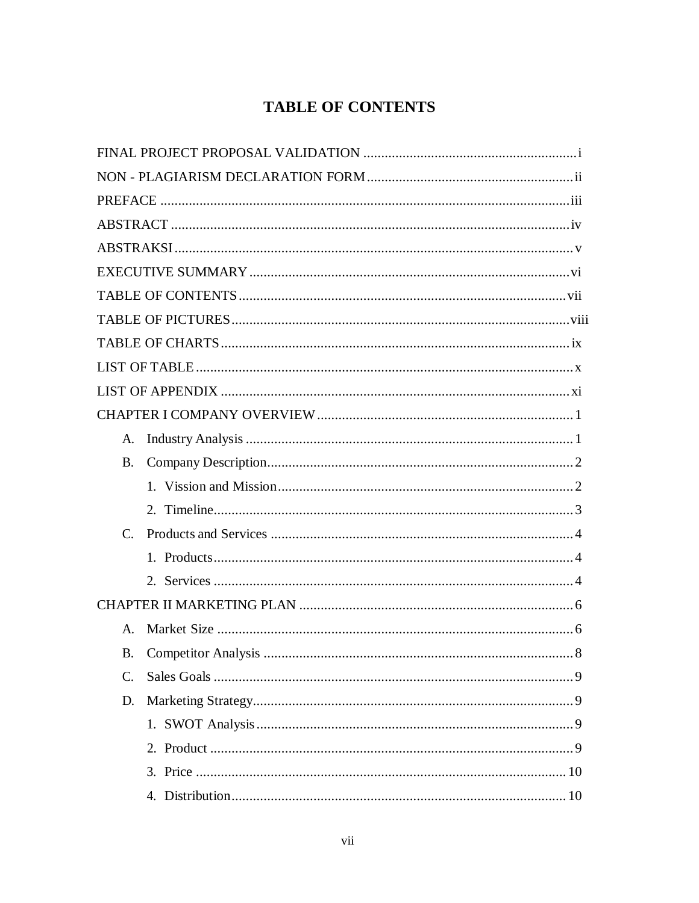# TABLE OF CONTENTS

FINAL PROJECT PROPOSAL VALIDATION ........................................................... i

NON - PLAGIARISM DECLARATION FORM ........................................................ ii

PREFACE ................................................................................................................ iii

ABSTRACT ............................................................................................................. iv

ABSTRAKSI ............................................................................................................. v

EXECUTIVE SUMMARY ....................................................................................... vi

TABLE OF CONTENTS ........................................................................................ vii

TABLE OF PICTURES ......................................................................................... viii

TABLE OF CHARTS .............................................................................................. ix

LIST OF TABLE ....................................................................................................... x

LIST OF APPENDIX ............................................................................................... xi

CHAPTER I COMPANY OVERVIEW ..................................................................... 1

- A. Industry Analysis ......................................................................................... 1
- B. Company Description ................................................................................... 2
  1. Vission and Mission ................................................................................ 2
  2. Timeline .................................................................................................. 3
- C. Products and Services .................................................................................. 4
  1. Products .................................................................................................. 4
  2. Services ................................................................................................... 4

CHAPTER II MARKETING PLAN .......................................................................... 6

- A. Market Size .................................................................................................. 6
- B. Competitor Analysis ..................................................................................... 8
- C. Sales Goals ................................................................................................... 9
- D. Marketing Strategy ....................................................................................... 9
  1. SWOT Analysis ....................................................................................... 9
  2. Product .................................................................................................... 9
  3. Price ...................................................................................................... 10
  4. Distribution ........................................................................................... 10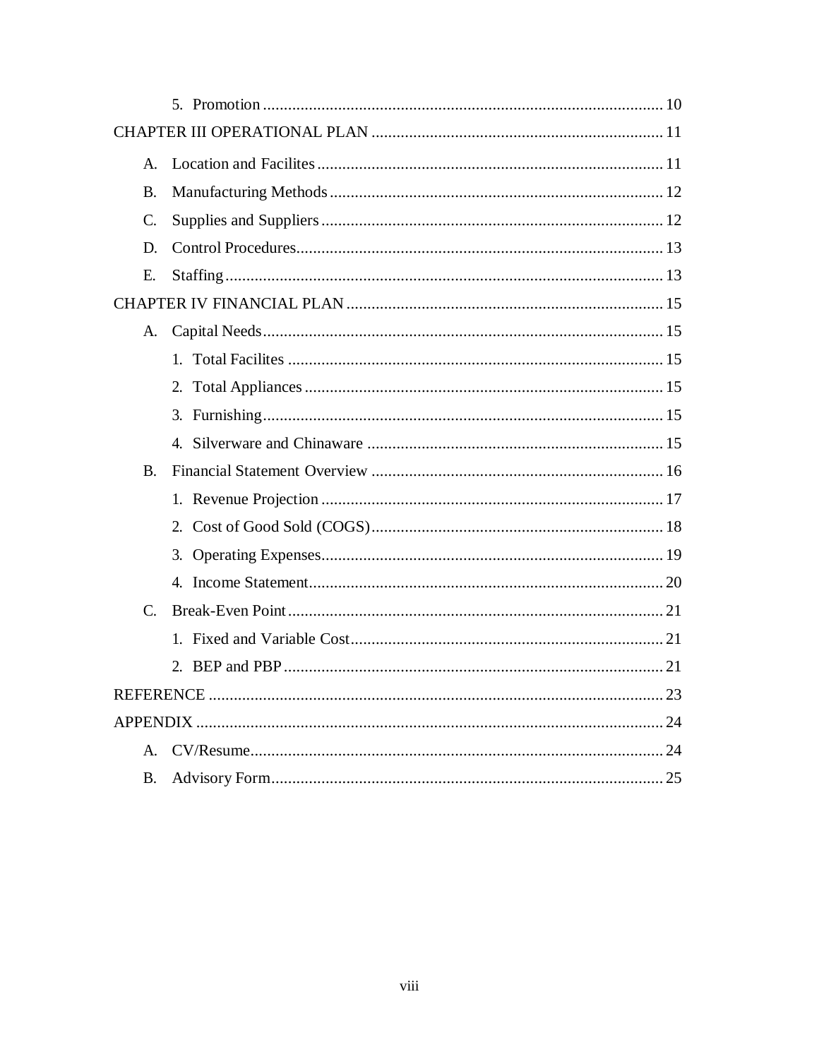5. Promotion ............................................................................................ 10

CHAPTER III OPERATIONAL PLAN ..................................................................... 11

A. Location and Facilites ................................................................................... 11

B. Manufacturing Methods ............................................................................... 12

C. Supplies and Suppliers ................................................................................. 12

D. Control Procedures....................................................................................... 13

E. Staffing ........................................................................................................ 13

CHAPTER IV FINANCIAL PLAN ........................................................................... 15

A. Capital Needs ............................................................................................... 15

1. Total Facilites .......................................................................................... 15

2. Total Appliances ..................................................................................... 15

3. Furnishing ............................................................................................... 15

4. Silverware and Chinaware ...................................................................... 15

B. Financial Statement Overview ...................................................................... 16

1. Revenue Projection ................................................................................. 17

2. Cost of Good Sold (COGS) ..................................................................... 18

3. Operating Expenses ................................................................................. 19

4. Income Statement .................................................................................... 20

C. Break-Even Point .......................................................................................... 21

1. Fixed and Variable Cost .......................................................................... 21

2. BEP and PBP ........................................................................................... 21

REFERENCE ............................................................................................................ 23

APPENDIX ............................................................................................................... 24

A. CV/Resume .................................................................................................. 24

B. Advisory Form .............................................................................................. 25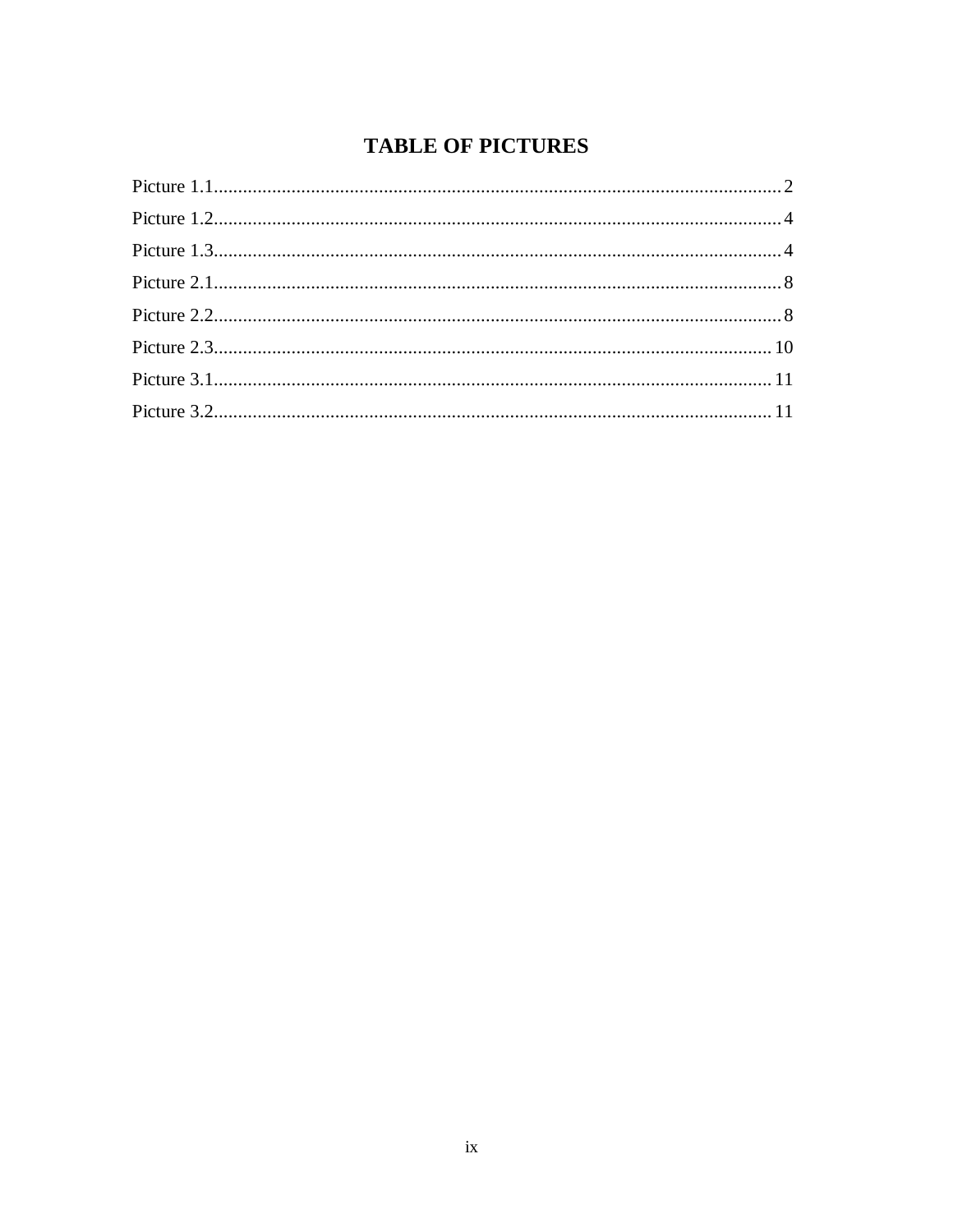# TABLE OF PICTURES

Picture 1.1..................................................................................................................... 2

Picture 1.2..................................................................................................................... 4

Picture 1.3..................................................................................................................... 4

Picture 2.1..................................................................................................................... 8

Picture 2.2..................................................................................................................... 8

Picture 2.3..................................................................................................................... 10

Picture 3.1..................................................................................................................... 11

Picture 3.2..................................................................................................................... 11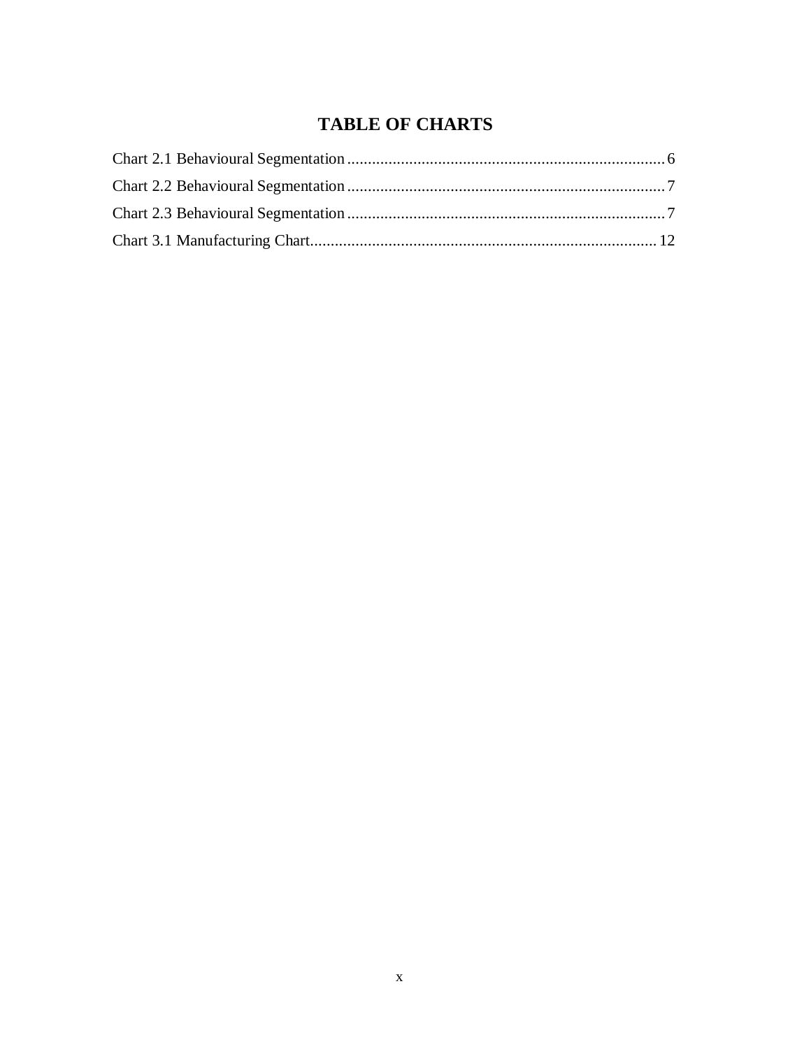# TABLE OF CHARTS

Chart 2.1 Behavioural Segmentation ............................................................................ 6

Chart 2.2 Behavioural Segmentation ............................................................................ 7

Chart 2.3 Behavioural Segmentation ............................................................................ 7

Chart 3.1 Manufacturing Chart.................................................................................... 12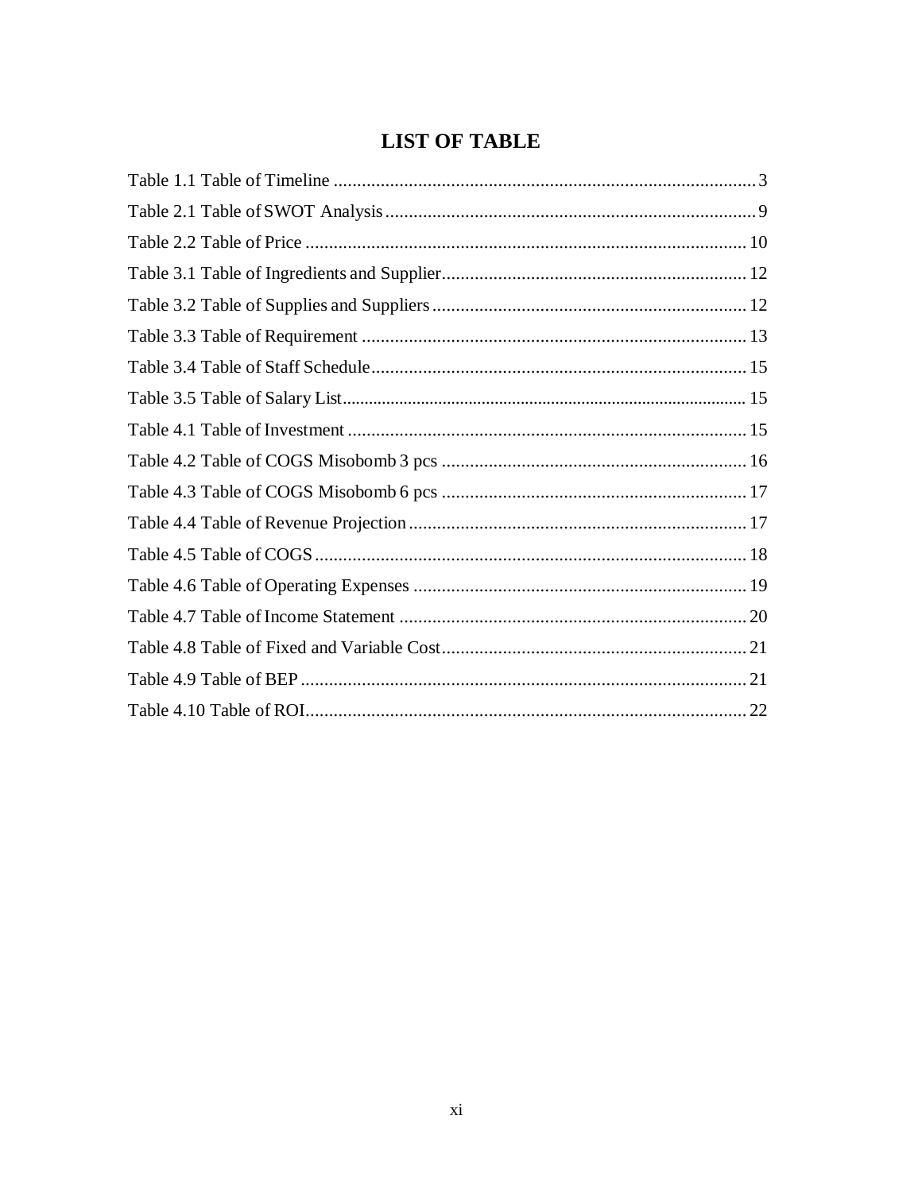# LIST OF TABLE

Table 1.1 Table of Timeline ........................................................................................... 3
Table 2.1 Table of SWOT Analysis .............................................................................. 9
Table 2.2 Table of Price .............................................................................................. 10
Table 3.1 Table of Ingredients and Supplier................................................................ 12
Table 3.2 Table of Supplies and Suppliers .................................................................. 12
Table 3.3 Table of Requirement .................................................................................. 13
Table 3.4 Table of Staff Schedule................................................................................ 15
Table 3.5 Table of Salary List...................................................................................... 15
Table 4.1 Table of Investment ..................................................................................... 15
Table 4.2 Table of COGS Misobomb 3 pcs ................................................................ 16
Table 4.3 Table of COGS Misobomb 6 pcs ................................................................ 17
Table 4.4 Table of Revenue Projection ........................................................................ 17
Table 4.5 Table of COGS ............................................................................................ 18
Table 4.6 Table of Operating Expenses ....................................................................... 19
Table 4.7 Table of Income Statement .......................................................................... 20
Table 4.8 Table of Fixed and Variable Cost................................................................. 21
Table 4.9 Table of BEP ................................................................................................ 21
Table 4.10 Table of ROI............................................................................................... 22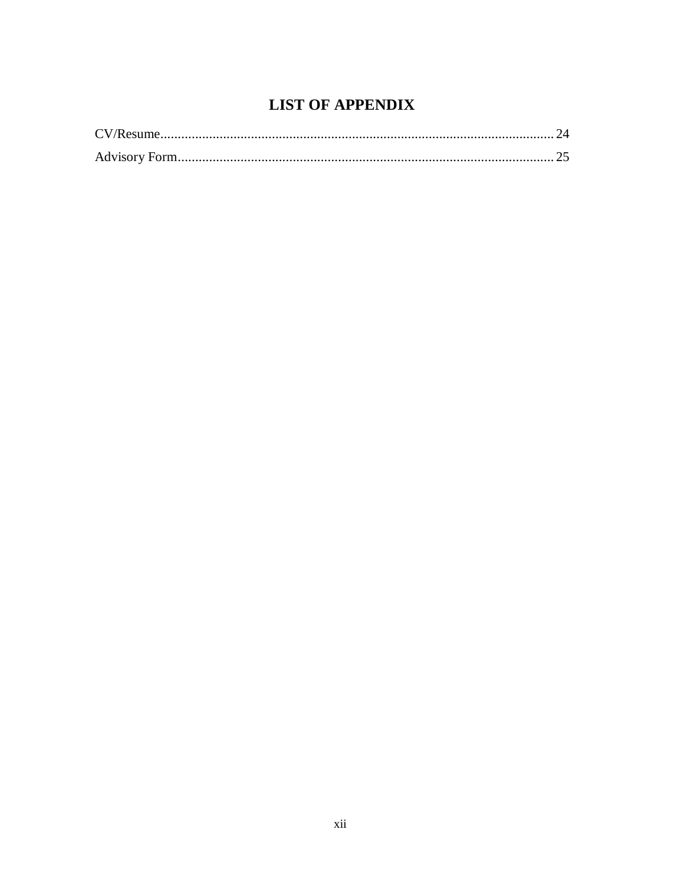# LIST OF APPENDIX

CV/Resume................................................................................................................ 24

Advisory Form........................................................................................................... 25